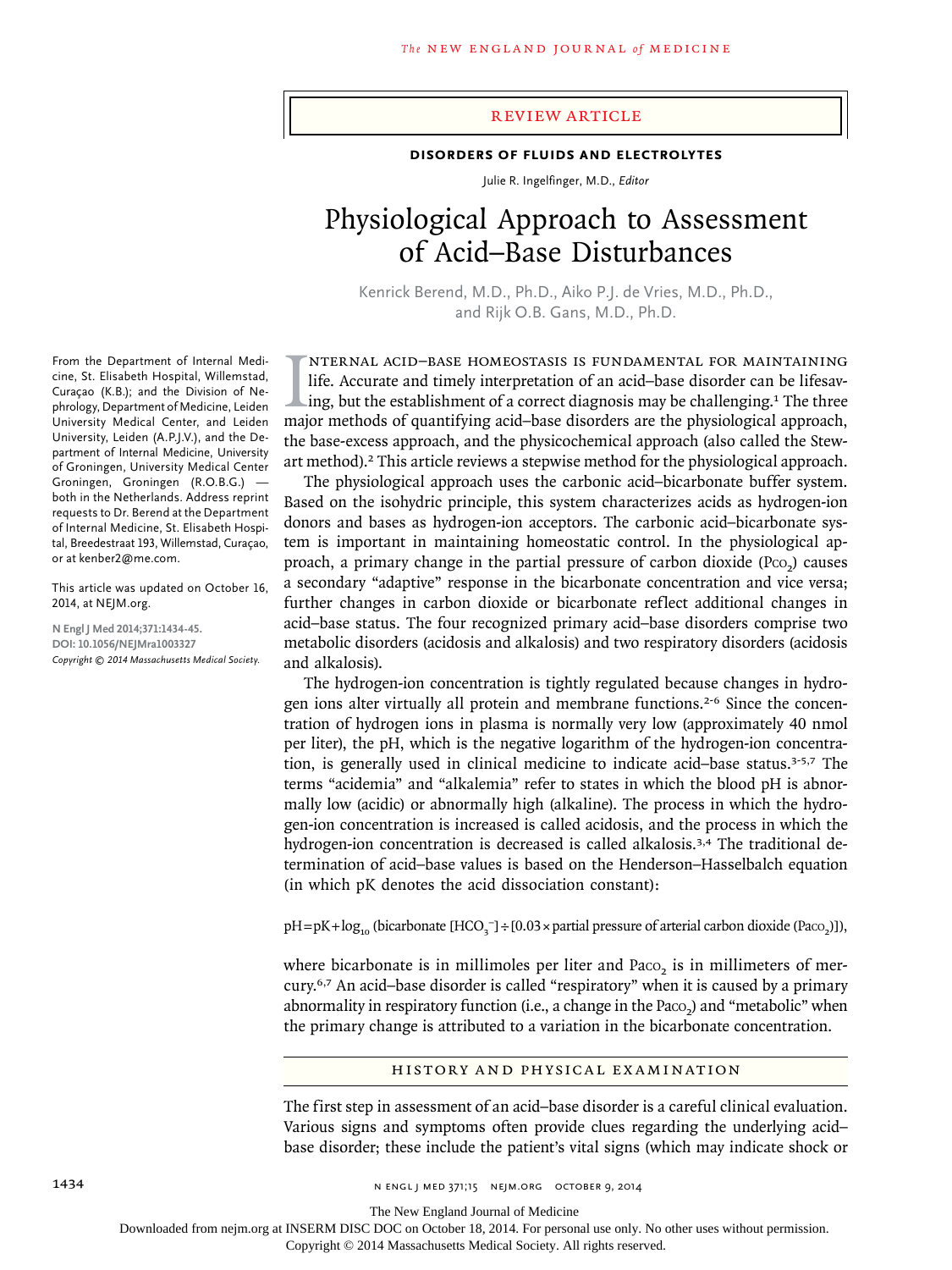Review Article

**Disorders of Fluids and Electrolytes**

Julie R. Ingelfinger, M.D., *Editor*

# Physiological Approach to Assessment of Acid–Base Disturbances

Kenrick Berend, M.D., Ph.D., Aiko P.J. de Vries, M.D., Ph.D., and Rijk O.B. Gans, M.D., Ph.D.

From the Department of Internal Medicine, St. Elisabeth Hospital, Willemstad, Curaçao (K.B.); and the Division of Nephrology, Department of Medicine, Leiden University Medical Center, and Leiden University, Leiden (A.P.J.V.), and the Department of Internal Medicine, University of Groningen, University Medical Center Groningen, Groningen (R.O.B.G.) — both in the Netherlands. Address reprint requests to Dr. Berend at the Department of Internal Medicine, St. Elisabeth Hospital, Breedestraat 193, Willemstad, Curaçao, or at kenber2@me.com.

This article was updated on October 16, 2014, at NEJM.org.

N Engl J Med 2014;371:1434-45.
DOI: 10.1056/NEJMra1003327
*Copyright © 2014 Massachusetts Medical Society.*

Internal acid–base homeostasis is fundamental for maintaining life. Accurate and timely interpretation of an acid–base disorder can be lifesaving, but the establishment of a correct diagnosis may be challenging.[1] The three major methods of quantifying acid–base disorders are the physiological approach, the base-excess approach, and the physicochemical approach (also called the Stewart method).[2] This article reviews a stepwise method for the physiological approach.

The physiological approach uses the carbonic acid–bicarbonate buffer system. Based on the isohydric principle, this system characterizes acids as hydrogen-ion donors and bases as hydrogen-ion acceptors. The carbonic acid–bicarbonate system is important in maintaining homeostatic control. In the physiological approach, a primary change in the partial pressure of carbon dioxide ($P_{CO_2}$) causes a secondary "adaptive" response in the bicarbonate concentration and vice versa; further changes in carbon dioxide or bicarbonate reflect additional changes in acid–base status. The four recognized primary acid–base disorders comprise two metabolic disorders (acidosis and alkalosis) and two respiratory disorders (acidosis and alkalosis).

The hydrogen-ion concentration is tightly regulated because changes in hydrogen ions alter virtually all protein and membrane functions.[2-6] Since the concentration of hydrogen ions in plasma is normally very low (approximately 40 nmol per liter), the pH, which is the negative logarithm of the hydrogen-ion concentration, is generally used in clinical medicine to indicate acid–base status.[3-5,7] The terms "acidemia" and "alkalemia" refer to states in which the blood pH is abnormally low (acidic) or abnormally high (alkaline). The process in which the hydrogen-ion concentration is increased is called acidosis, and the process in which the hydrogen-ion concentration is decreased is called alkalosis.[3,4] The traditional determination of acid–base values is based on the Henderson–Hasselbalch equation (in which pK denotes the acid dissociation constant):

$$\text{pH} = \text{pK} + \log_{10}\left(\text{bicarbonate }[HCO_3^-] \div [0.03 \times \text{partial pressure of arterial carbon dioxide } (Pa_{CO_2})]\right),$$

where bicarbonate is in millimoles per liter and $Pa_{CO_2}$ is in millimeters of mercury.[6,7] An acid–base disorder is called "respiratory" when it is caused by a primary abnormality in respiratory function (i.e., a change in the $Pa_{CO_2}$) and "metabolic" when the primary change is attributed to a variation in the bicarbonate concentration.

## History and Physical Examination

The first step in assessment of an acid–base disorder is a careful clinical evaluation. Various signs and symptoms often provide clues regarding the underlying acid–base disorder; these include the patient's vital signs (which may indicate shock or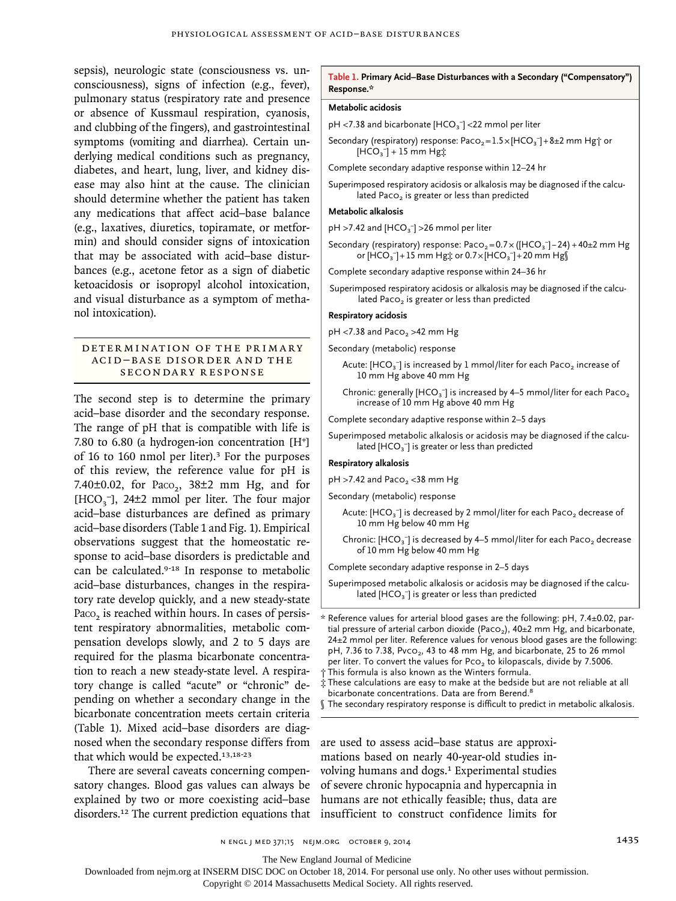sepsis), neurologic state (consciousness vs. unconsciousness), signs of infection (e.g., fever), pulmonary status (respiratory rate and presence or absence of Kussmaul respiration, cyanosis, and clubbing of the fingers), and gastrointestinal symptoms (vomiting and diarrhea). Certain underlying medical conditions such as pregnancy, diabetes, and heart, lung, liver, and kidney disease may also hint at the cause. The clinician should determine whether the patient has taken any medications that affect acid–base balance (e.g., laxatives, diuretics, topiramate, or metformin) and should consider signs of intoxication that may be associated with acid–base disturbances (e.g., acetone fetor as a sign of diabetic ketoacidosis or isopropyl alcohol intoxication, and visual disturbance as a symptom of methanol intoxication).

## DETERMINATION OF THE PRIMARY ACID–BASE DISORDER AND THE SECONDARY RESPONSE

The second step is to determine the primary acid–base disorder and the secondary response. The range of pH that is compatible with life is 7.80 to 6.80 (a hydrogen-ion concentration $[H^+]$ of 16 to 160 nmol per liter).[3] For the purposes of this review, the reference value for pH is 7.40±0.02, for $Pa_{CO_2}$, 38±2 mm Hg, and for $[HCO_3^-]$, 24±2 mmol per liter. The four major acid–base disturbances are defined as primary acid–base disorders (Table 1 and Fig. 1). Empirical observations suggest that the homeostatic response to acid–base disorders is predictable and can be calculated.[9-18] In response to metabolic acid–base disturbances, changes in the respiratory rate develop quickly, and a new steady-state $Pa_{CO_2}$ is reached within hours. In cases of persistent respiratory abnormalities, metabolic compensation develops slowly, and 2 to 5 days are required for the plasma bicarbonate concentration to reach a new steady-state level. A respiratory change is called "acute" or "chronic" depending on whether a secondary change in the bicarbonate concentration meets certain criteria (Table 1). Mixed acid–base disorders are diagnosed when the secondary response differs from that which would be expected.[13,18-23]

There are several caveats concerning compensatory changes. Blood gas values can always be explained by two or more coexisting acid–base disorders.[12] The current prediction equations that are used to assess acid–base status are approximations based on nearly 40-year-old studies involving humans and dogs.[1] Experimental studies of severe chronic hypocapnia and hypercapnia in humans are not ethically feasible; thus, data are insufficient to construct confidence limits for

**Table 1. Primary Acid–Base Disturbances with a Secondary ("Compensatory") Response.***

| |
|---|
| **Metabolic acidosis** |
| pH <7.38 and bicarbonate $[HCO_3^-]$ <22 mmol per liter |
| Secondary (respiratory) response: $Pa_{CO_2} = 1.5 \times [HCO_3^-] + 8 \pm 2$ mm Hg† or $[HCO_3^-] + 15$ mm Hg‡ |
| Complete secondary adaptive response within 12–24 hr |
| Superimposed respiratory acidosis or alkalosis may be diagnosed if the calculated $Pa_{CO_2}$ is greater or less than predicted |
| **Metabolic alkalosis** |
| pH >7.42 and $[HCO_3^-]$ >26 mmol per liter |
| Secondary (respiratory) response: $Pa_{CO_2} = 0.7 \times ([HCO_3^-] - 24) + 40 \pm 2$ mm Hg or $[HCO_3^-] + 15$ mm Hg‡ or $0.7 \times [HCO_3^-] + 20$ mm Hg§ |
| Complete secondary adaptive response within 24–36 hr |
| Superimposed respiratory acidosis or alkalosis may be diagnosed if the calculated $Pa_{CO_2}$ is greater or less than predicted |
| **Respiratory acidosis** |
| pH <7.38 and $Pa_{CO_2}$ >42 mm Hg |
| Secondary (metabolic) response |
| Acute: $[HCO_3^-]$ is increased by 1 mmol/liter for each $Pa_{CO_2}$ increase of 10 mm Hg above 40 mm Hg |
| Chronic: generally $[HCO_3^-]$ is increased by 4–5 mmol/liter for each $Pa_{CO_2}$ increase of 10 mm Hg above 40 mm Hg |
| Complete secondary adaptive response within 2–5 days |
| Superimposed metabolic alkalosis or acidosis may be diagnosed if the calculated $[HCO_3^-]$ is greater or less than predicted |
| **Respiratory alkalosis** |
| pH >7.42 and $Pa_{CO_2}$ <38 mm Hg |
| Secondary (metabolic) response |
| Acute: $[HCO_3^-]$ is decreased by 2 mmol/liter for each $Pa_{CO_2}$ decrease of 10 mm Hg below 40 mm Hg |
| Chronic: $[HCO_3^-]$ is decreased by 4–5 mmol/liter for each $Pa_{CO_2}$ decrease of 10 mm Hg below 40 mm Hg |
| Complete secondary adaptive response in 2–5 days |
| Superimposed metabolic alkalosis or acidosis may be diagnosed if the calculated $[HCO_3^-]$ is greater or less than predicted |

\* Reference values for arterial blood gases are the following: pH, 7.4±0.02, partial pressure of arterial carbon dioxide ($Pa_{CO_2}$), 40±2 mm Hg, and bicarbonate, 24±2 mmol per liter. Reference values for venous blood gases are the following: pH, 7.36 to 7.38, $Pv_{CO_2}$, 43 to 48 mm Hg, and bicarbonate, 25 to 26 mmol per liter. To convert the values for $P_{CO_2}$ to kilopascals, divide by 7.5006.

† This formula is also known as the Winters formula.

‡ These calculations are easy to make at the bedside but are not reliable at all bicarbonate concentrations. Data are from Berend.[8]

§ The secondary respiratory response is difficult to predict in metabolic alkalosis.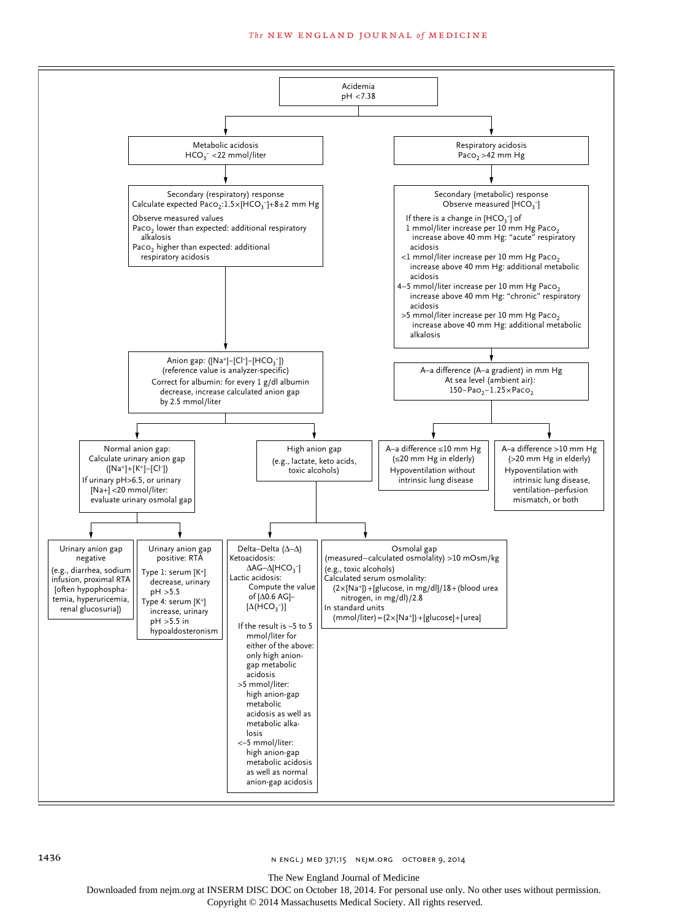Acidemia
pH <7.38

Metabolic acidosis
$HCO_3^-$ <22 mmol/liter

Secondary (respiratory) response
Calculate expected $Paco_2$:1.5×[$HCO_3^-$]+8±2 mm Hg

Observe measured values
$Paco_2$ lower than expected: additional respiratory alkalosis
$Paco_2$ higher than expected: additional respiratory acidosis

Anion gap: ([$Na^+$]−[$Cl^-$]−[$HCO_3^-$])
(reference value is analyzer-specific)
Correct for albumin: for every 1 g/dl albumin decrease, increase calculated anion gap by 2.5 mmol/liter

Normal anion gap:
Calculate urinary anion gap
([$Na^+$]+[$K^+$]−[$Cl^-$])
If urinary pH>6.5, or urinary [Na+] <20 mmol/liter: evaluate urinary osmolal gap

Urinary anion gap negative
(e.g., diarrhea, sodium infusion, proximal RTA [often hypophosphatemia, hyperuricemia, renal glucosuria])

Urinary anion gap positive: RTA
Type 1: serum [$K^+$] decrease, urinary pH >5.5
Type 4: serum [$K^+$] increase, urinary pH >5.5 in hypoaldosteronism

High anion gap
(e.g., lactate, keto acids, toxic alcohols)

Delta–Delta (Δ–Δ)
Ketoacidosis:
ΔAG−Δ[$HCO_3^-$]
Lactic acidosis:
Compute the value of [Δ0.6 AG]−[Δ($HCO_3^-$)]

If the result is −5 to 5 mmol/liter for either of the above: only high anion-gap metabolic acidosis
>5 mmol/liter: high anion-gap metabolic acidosis as well as metabolic alkalosis
<−5 mmol/liter: high anion-gap metabolic acidosis as well as normal anion-gap acidosis

Osmolal gap
(measured−calculated osmolality) >10 mOsm/kg
(e.g., toxic alcohols)
Calculated serum osmolality:
(2×[$Na^+$])+[glucose, in mg/dl]/18+(blood urea nitrogen, in mg/dl)/2.8
In standard units
(mmol/liter)=(2×[$Na^+$])+[glucose]+[urea]

Respiratory acidosis
$Paco_2$ >42 mm Hg

Secondary (metabolic) response
Observe measured [$HCO_3^-$]

If there is a change in [$HCO_3^-$] of
1 mmol/liter increase per 10 mm Hg $Paco_2$ increase above 40 mm Hg: "acute" respiratory acidosis
<1 mmol/liter increase per 10 mm Hg $Paco_2$ increase above 40 mm Hg: additional metabolic acidosis
4–5 mmol/liter increase per 10 mm Hg $Paco_2$ increase above 40 mm Hg: "chronic" respiratory acidosis
>5 mmol/liter increase per 10 mm Hg $Paco_2$ increase above 40 mm Hg: additional metabolic alkalosis

A–a difference (A–a gradient) in mm Hg
At sea level (ambient air):
150−$Pao_2$−1.25×$Paco_2$

A–a difference ≤10 mm Hg (≤20 mm Hg in elderly)
Hypoventilation without intrinsic lung disease

A–a difference >10 mm Hg (>20 mm Hg in elderly)
Hypoventilation with intrinsic lung disease, ventilation–perfusion mismatch, or both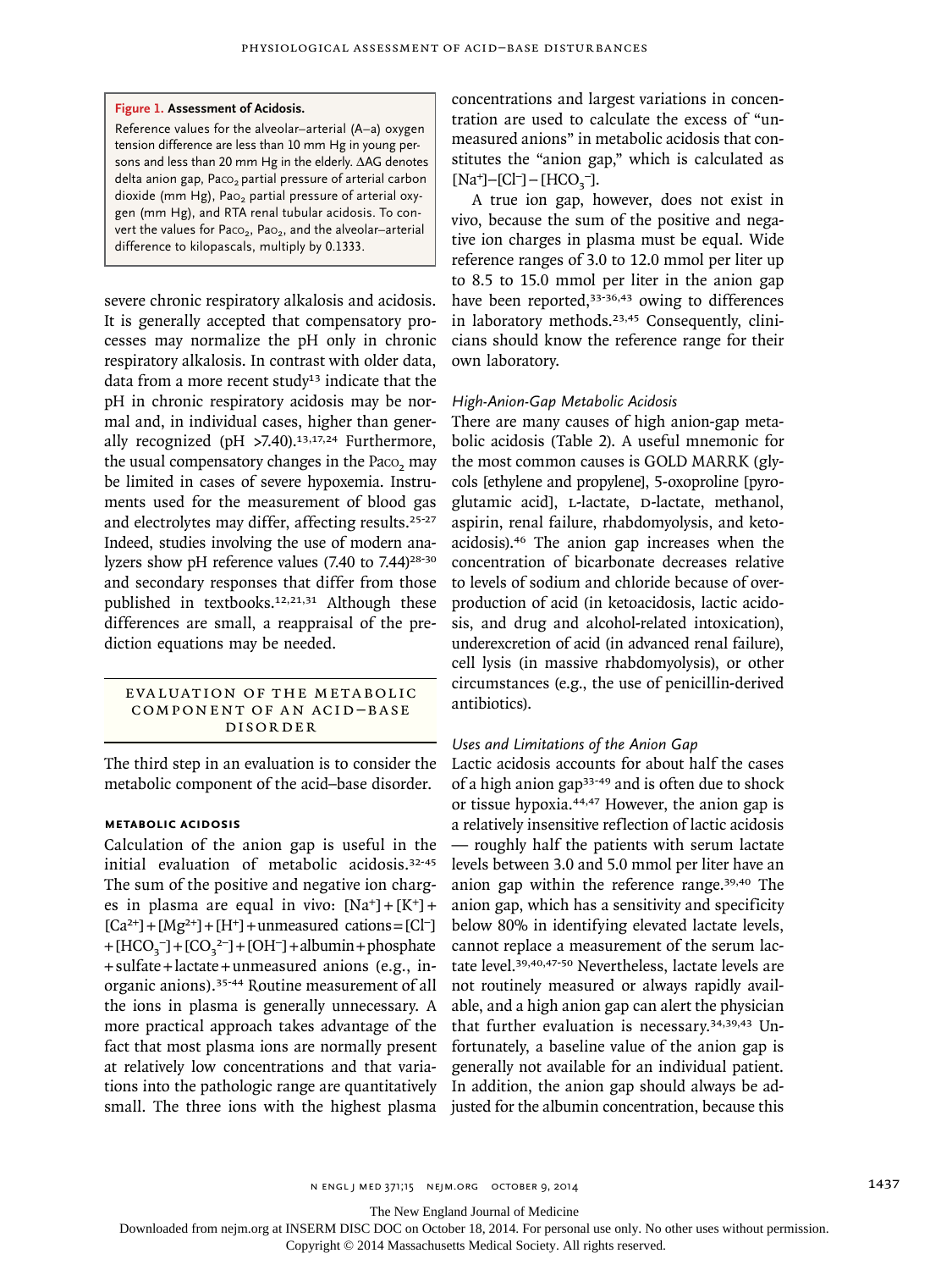**Figure 1. Assessment of Acidosis.**

Reference values for the alveolar–arterial (A–a) oxygen tension difference are less than 10 mm Hg in young persons and less than 20 mm Hg in the elderly. ΔAG denotes delta anion gap, $Pa_{CO_2}$ partial pressure of arterial carbon dioxide (mm Hg), $Pa_{O_2}$ partial pressure of arterial oxygen (mm Hg), and RTA renal tubular acidosis. To convert the values for $Pa_{CO_2}$, $Pa_{O_2}$, and the alveolar–arterial difference to kilopascals, multiply by 0.1333.

severe chronic respiratory alkalosis and acidosis. It is generally accepted that compensatory processes may normalize the pH only in chronic respiratory alkalosis. In contrast with older data, data from a more recent study[13] indicate that the pH in chronic respiratory acidosis may be normal and, in individual cases, higher than generally recognized (pH >7.40).[13,17,24] Furthermore, the usual compensatory changes in the $Pa_{CO_2}$ may be limited in cases of severe hypoxemia. Instruments used for the measurement of blood gas and electrolytes may differ, affecting results.[25-27] Indeed, studies involving the use of modern analyzers show pH reference values (7.40 to 7.44)[28-30] and secondary responses that differ from those published in textbooks.[12,21,31] Although these differences are small, a reappraisal of the prediction equations may be needed.

## EVALUATION OF THE METABOLIC COMPONENT OF AN ACID–BASE DISORDER

The third step in an evaluation is to consider the metabolic component of the acid–base disorder.

### METABOLIC ACIDOSIS

Calculation of the anion gap is useful in the initial evaluation of metabolic acidosis.[32-45] The sum of the positive and negative ion charges in plasma are equal in vivo: $[Na^+]+[K^+]+[Ca^{2+}]+[Mg^{2+}]+[H^+]+$unmeasured cations$=[Cl^-]+[HCO_3^-]+[CO_3^{2-}]+[OH^-]+$albumin$+$phosphate$+$sulfate$+$lactate$+$unmeasured anions (e.g., inorganic anions).[35-44] Routine measurement of all the ions in plasma is generally unnecessary. A more practical approach takes advantage of the fact that most plasma ions are normally present at relatively low concentrations and that variations into the pathologic range are quantitatively small. The three ions with the highest plasma concentrations and largest variations in concentration are used to calculate the excess of "unmeasured anions" in metabolic acidosis that constitutes the "anion gap," which is calculated as $[Na^+]-[Cl^-]-[HCO_3^-]$.

A true ion gap, however, does not exist in vivo, because the sum of the positive and negative ion charges in plasma must be equal. Wide reference ranges of 3.0 to 12.0 mmol per liter up to 8.5 to 15.0 mmol per liter in the anion gap have been reported,[33-36,43] owing to differences in laboratory methods.[23,45] Consequently, clinicians should know the reference range for their own laboratory.

#### *High-Anion-Gap Metabolic Acidosis*

There are many causes of high anion-gap metabolic acidosis (Table 2). A useful mnemonic for the most common causes is GOLD MARRK (glycols [ethylene and propylene], 5-oxoproline [pyroglutamic acid], L-lactate, D-lactate, methanol, aspirin, renal failure, rhabdomyolysis, and ketoacidosis).[46] The anion gap increases when the concentration of bicarbonate decreases relative to levels of sodium and chloride because of overproduction of acid (in ketoacidosis, lactic acidosis, and drug and alcohol-related intoxication), underexcretion of acid (in advanced renal failure), cell lysis (in massive rhabdomyolysis), or other circumstances (e.g., the use of penicillin-derived antibiotics).

#### *Uses and Limitations of the Anion Gap*

Lactic acidosis accounts for about half the cases of a high anion gap[33-49] and is often due to shock or tissue hypoxia.[44,47] However, the anion gap is a relatively insensitive reflection of lactic acidosis — roughly half the patients with serum lactate levels between 3.0 and 5.0 mmol per liter have an anion gap within the reference range.[39,40] The anion gap, which has a sensitivity and specificity below 80% in identifying elevated lactate levels, cannot replace a measurement of the serum lactate level.[39,40,47-50] Nevertheless, lactate levels are not routinely measured or always rapidly available, and a high anion gap can alert the physician that further evaluation is necessary.[34,39,43] Unfortunately, a baseline value of the anion gap is generally not available for an individual patient. In addition, the anion gap should always be adjusted for the albumin concentration, because this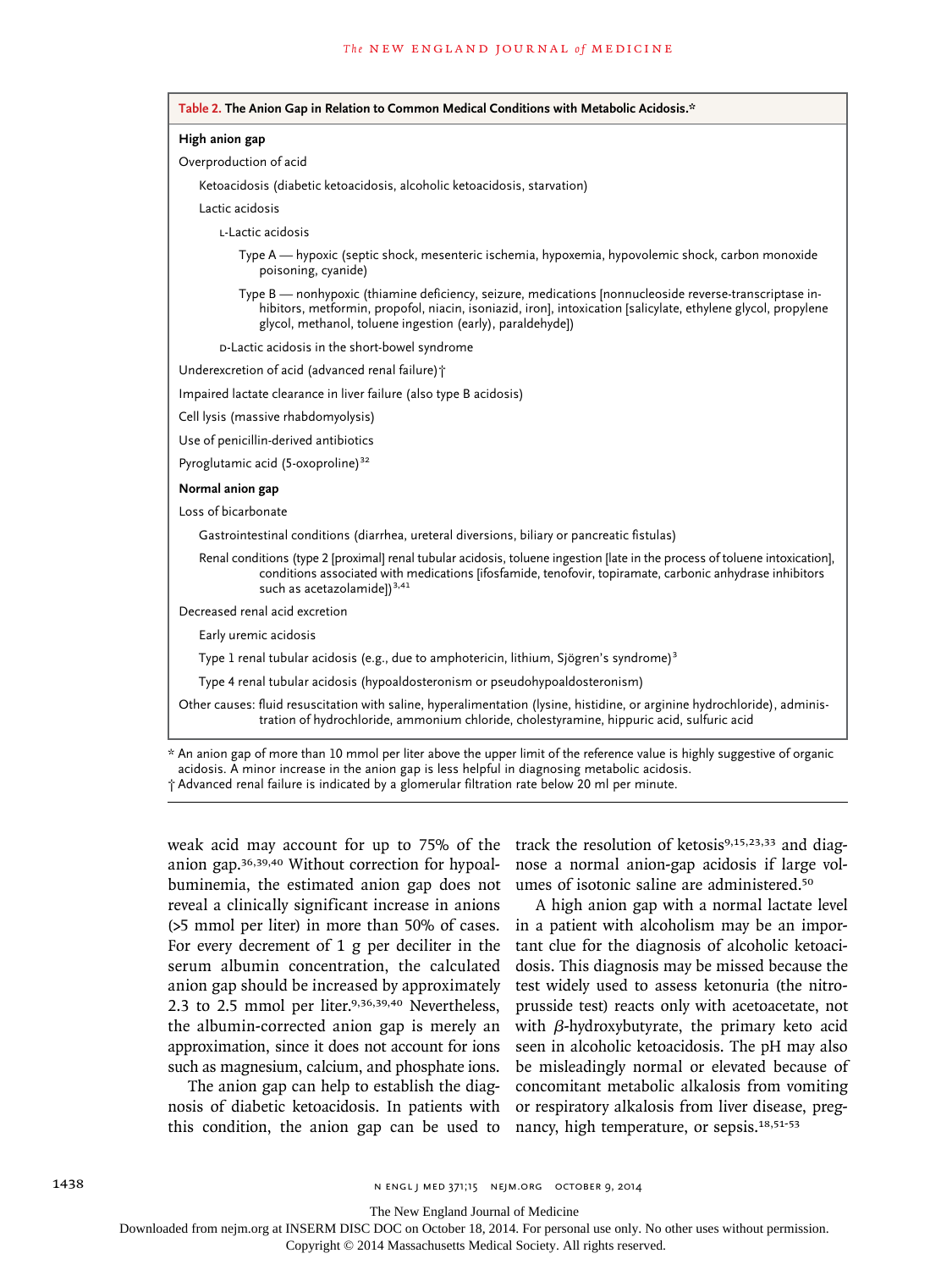**Table 2. The Anion Gap in Relation to Common Medical Conditions with Metabolic Acidosis.***

**High anion gap**

Overproduction of acid

- Ketoacidosis (diabetic ketoacidosis, alcoholic ketoacidosis, starvation)
- Lactic acidosis
  - L-Lactic acidosis
    - Type A — hypoxic (septic shock, mesenteric ischemia, hypoxemia, hypovolemic shock, carbon monoxide poisoning, cyanide)
    - Type B — nonhypoxic (thiamine deficiency, seizure, medications [nonnucleoside reverse-transcriptase inhibitors, metformin, propofol, niacin, isoniazid, iron], intoxication [salicylate, ethylene glycol, propylene glycol, methanol, toluene ingestion (early), paraldehyde])
  - D-Lactic acidosis in the short-bowel syndrome

Underexcretion of acid (advanced renal failure)†

Impaired lactate clearance in liver failure (also type B acidosis)

Cell lysis (massive rhabdomyolysis)

Use of penicillin-derived antibiotics

Pyroglutamic acid (5-oxoproline)[32]

**Normal anion gap**

Loss of bicarbonate

- Gastrointestinal conditions (diarrhea, ureteral diversions, biliary or pancreatic fistulas)
- Renal conditions (type 2 [proximal] renal tubular acidosis, toluene ingestion [late in the process of toluene intoxication], conditions associated with medications [ifosfamide, tenofovir, topiramate, carbonic anhydrase inhibitors such as acetazolamide])[3,41]

Decreased renal acid excretion

- Early uremic acidosis
- Type 1 renal tubular acidosis (e.g., due to amphotericin, lithium, Sjögren's syndrome)[3]
- Type 4 renal tubular acidosis (hypoaldosteronism or pseudohypoaldosteronism)

Other causes: fluid resuscitation with saline, hyperalimentation (lysine, histidine, or arginine hydrochloride), administration of hydrochloride, ammonium chloride, cholestyramine, hippuric acid, sulfuric acid

\* An anion gap of more than 10 mmol per liter above the upper limit of the reference value is highly suggestive of organic acidosis. A minor increase in the anion gap is less helpful in diagnosing metabolic acidosis.

† Advanced renal failure is indicated by a glomerular filtration rate below 20 ml per minute.

weak acid may account for up to 75% of the anion gap.[36,39,40] Without correction for hypoalbuminemia, the estimated anion gap does not reveal a clinically significant increase in anions (>5 mmol per liter) in more than 50% of cases. For every decrement of 1 g per deciliter in the serum albumin concentration, the calculated anion gap should be increased by approximately 2.3 to 2.5 mmol per liter.[9,36,39,40] Nevertheless, the albumin-corrected anion gap is merely an approximation, since it does not account for ions such as magnesium, calcium, and phosphate ions.

The anion gap can help to establish the diagnosis of diabetic ketoacidosis. In patients with this condition, the anion gap can be used to track the resolution of ketosis[9,15,23,33] and diagnose a normal anion-gap acidosis if large volumes of isotonic saline are administered.[50]

A high anion gap with a normal lactate level in a patient with alcoholism may be an important clue for the diagnosis of alcoholic ketoacidosis. This diagnosis may be missed because the test widely used to assess ketonuria (the nitroprusside test) reacts only with acetoacetate, not with $\beta$-hydroxybutyrate, the primary keto acid seen in alcoholic ketoacidosis. The pH may also be misleadingly normal or elevated because of concomitant metabolic alkalosis from vomiting or respiratory alkalosis from liver disease, pregnancy, high temperature, or sepsis.[18,51-53]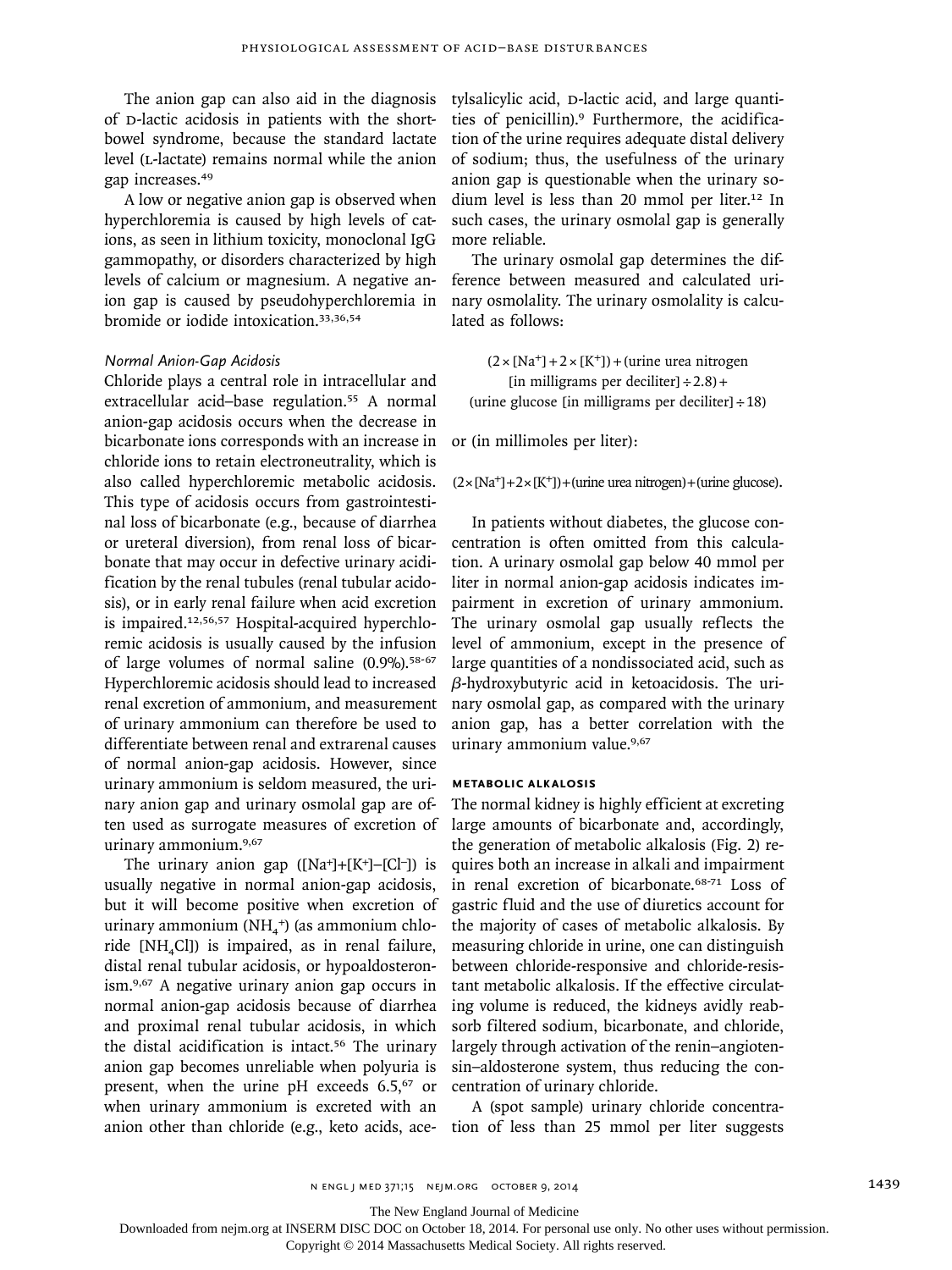The anion gap can also aid in the diagnosis of D-lactic acidosis in patients with the short-bowel syndrome, because the standard lactate level (L-lactate) remains normal while the anion gap increases.[49]

A low or negative anion gap is observed when hyperchloremia is caused by high levels of cations, as seen in lithium toxicity, monoclonal IgG gammopathy, or disorders characterized by high levels of calcium or magnesium. A negative anion gap is caused by pseudohyperchloremia in bromide or iodide intoxication.[33,36,54]

#### *Normal Anion-Gap Acidosis*

Chloride plays a central role in intracellular and extracellular acid–base regulation.[55] A normal anion-gap acidosis occurs when the decrease in bicarbonate ions corresponds with an increase in chloride ions to retain electroneutrality, which is also called hyperchloremic metabolic acidosis. This type of acidosis occurs from gastrointestinal loss of bicarbonate (e.g., because of diarrhea or ureteral diversion), from renal loss of bicarbonate that may occur in defective urinary acidification by the renal tubules (renal tubular acidosis), or in early renal failure when acid excretion is impaired.[12,56,57] Hospital-acquired hyperchloremic acidosis is usually caused by the infusion of large volumes of normal saline (0.9%).[58-67] Hyperchloremic acidosis should lead to increased renal excretion of ammonium, and measurement of urinary ammonium can therefore be used to differentiate between renal and extrarenal causes of normal anion-gap acidosis. However, since urinary ammonium is seldom measured, the urinary anion gap and urinary osmolal gap are often used as surrogate measures of excretion of urinary ammonium.[9,67]

The urinary anion gap ($[Na^+]+[K^+]-[Cl^-]$) is usually negative in normal anion-gap acidosis, but it will become positive when excretion of urinary ammonium ($NH_4^+$) (as ammonium chloride [$NH_4Cl$]) is impaired, as in renal failure, distal renal tubular acidosis, or hypoaldosteronism.[9,67] A negative urinary anion gap occurs in normal anion-gap acidosis because of diarrhea and proximal renal tubular acidosis, in which the distal acidification is intact.[56] The urinary anion gap becomes unreliable when polyuria is present, when the urine pH exceeds 6.5,[67] or when urinary ammonium is excreted with an anion other than chloride (e.g., keto acids, acetylsalicylic acid, D-lactic acid, and large quantities of penicillin).[9] Furthermore, the acidification of the urine requires adequate distal delivery of sodium; thus, the usefulness of the urinary anion gap is questionable when the urinary sodium level is less than 20 mmol per liter.[12] In such cases, the urinary osmolal gap is generally more reliable.

The urinary osmolal gap determines the difference between measured and calculated urinary osmolality. The urinary osmolality is calculated as follows:

$$(2\times[Na^+]+2\times[K^+]) + (\text{urine urea nitrogen [in milligrams per deciliter]} \div 2.8) + (\text{urine glucose [in milligrams per deciliter]} \div 18)$$

or (in millimoles per liter):

$$(2\times[Na^+]+2\times[K^+]) + (\text{urine urea nitrogen}) + (\text{urine glucose}).$$

In patients without diabetes, the glucose concentration is often omitted from this calculation. A urinary osmolal gap below 40 mmol per liter in normal anion-gap acidosis indicates impairment in excretion of urinary ammonium. The urinary osmolal gap usually reflects the level of ammonium, except in the presence of large quantities of a nondissociated acid, such as $\beta$-hydroxybutyric acid in ketoacidosis. The urinary osmolal gap, as compared with the urinary anion gap, has a better correlation with the urinary ammonium value.[9,67]

### METABOLIC ALKALOSIS

The normal kidney is highly efficient at excreting large amounts of bicarbonate and, accordingly, the generation of metabolic alkalosis (Fig. 2) requires both an increase in alkali and impairment in renal excretion of bicarbonate.[68-71] Loss of gastric fluid and the use of diuretics account for the majority of cases of metabolic alkalosis. By measuring chloride in urine, one can distinguish between chloride-responsive and chloride-resistant metabolic alkalosis. If the effective circulating volume is reduced, the kidneys avidly reabsorb filtered sodium, bicarbonate, and chloride, largely through activation of the renin–angiotensin–aldosterone system, thus reducing the concentration of urinary chloride.

A (spot sample) urinary chloride concentration of less than 25 mmol per liter suggests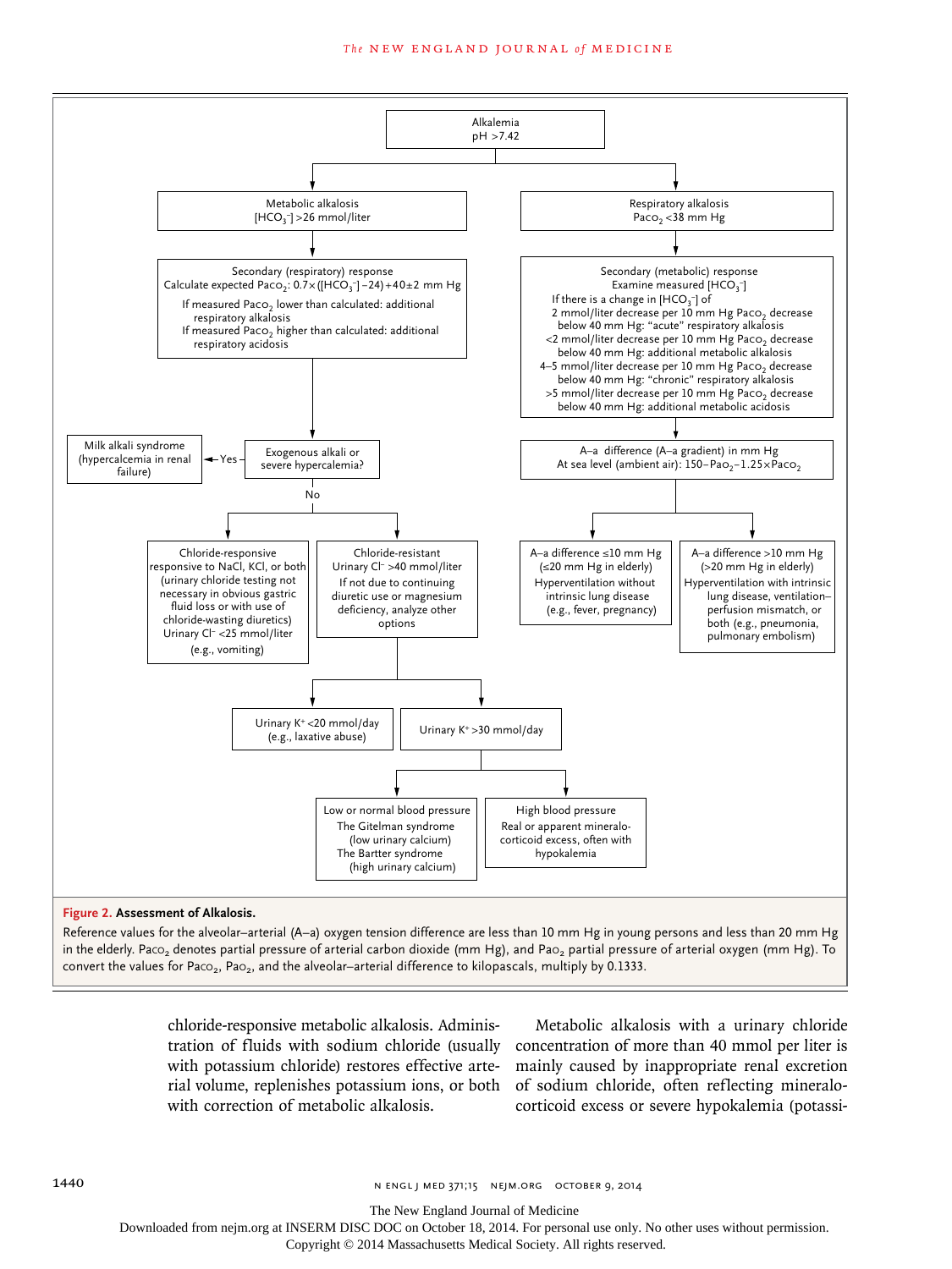Alkalemia
pH >7.42

Metabolic alkalosis
$[HCO_3^-]$ >26 mmol/liter

Secondary (respiratory) response
Calculate expected $Paco_2$: $0.7\times([HCO_3^-]-24)+40\pm2$ mm Hg
If measured $Paco_2$ lower than calculated: additional respiratory alkalosis
If measured $Paco_2$ higher than calculated: additional respiratory acidosis

Exogenous alkali or severe hypercalcemia?

Yes → Milk alkali syndrome (hypercalcemia in renal failure)

No

Chloride-responsive
responsive to NaCl, KCl, or both (urinary chloride testing not necessary in obvious gastric fluid loss or with use of chloride-wasting diuretics)
Urinary $Cl^-$ <25 mmol/liter
(e.g., vomiting)

Chloride-resistant
Urinary $Cl^-$ >40 mmol/liter
If not due to continuing diuretic use or magnesium deficiency, analyze other options

Urinary $K^+$ <20 mmol/day
(e.g., laxative abuse)

Urinary $K^+$ >30 mmol/day

Low or normal blood pressure
The Gitelman syndrome (low urinary calcium)
The Bartter syndrome (high urinary calcium)

High blood pressure
Real or apparent mineralocorticoid excess, often with hypokalemia

Respiratory alkalosis
$Paco_2$ <38 mm Hg

Secondary (metabolic) response
Examine measured $[HCO_3^-]$
If there is a change in $[HCO_3^-]$ of
2 mmol/liter decrease per 10 mm Hg $Paco_2$ decrease below 40 mm Hg: "acute" respiratory alkalosis
<2 mmol/liter decrease per 10 mm Hg $Paco_2$ decrease below 40 mm Hg: additional metabolic alkalosis
4–5 mmol/liter decrease per 10 mm Hg $Paco_2$ decrease below 40 mm Hg: "chronic" respiratory alkalosis
>5 mmol/liter decrease per 10 mm Hg $Paco_2$ decrease below 40 mm Hg: additional metabolic acidosis

A–a difference (A–a gradient) in mm Hg
At sea level (ambient air): $150-Pao_2-1.25\times Paco_2$

A–a difference ≤10 mm Hg (≤20 mm Hg in elderly)
Hyperventilation without intrinsic lung disease
(e.g., fever, pregnancy)

A–a difference >10 mm Hg (>20 mm Hg in elderly)
Hyperventilation with intrinsic lung disease, ventilation–perfusion mismatch, or both (e.g., pneumonia, pulmonary embolism)

**Figure 2. Assessment of Alkalosis.**

Reference values for the alveolar–arterial (A–a) oxygen tension difference are less than 10 mm Hg in young persons and less than 20 mm Hg in the elderly. $Paco_2$ denotes partial pressure of arterial carbon dioxide (mm Hg), and $Pao_2$ partial pressure of arterial oxygen (mm Hg). To convert the values for $Paco_2$, $Pao_2$, and the alveolar–arterial difference to kilopascals, multiply by 0.1333.

chloride-responsive metabolic alkalosis. Administration of fluids with sodium chloride (usually with potassium chloride) restores effective arterial volume, replenishes potassium ions, or both with correction of metabolic alkalosis.

Metabolic alkalosis with a urinary chloride concentration of more than 40 mmol per liter is mainly caused by inappropriate renal excretion of sodium chloride, often reflecting mineralocorticoid excess or severe hypokalemia (potassi-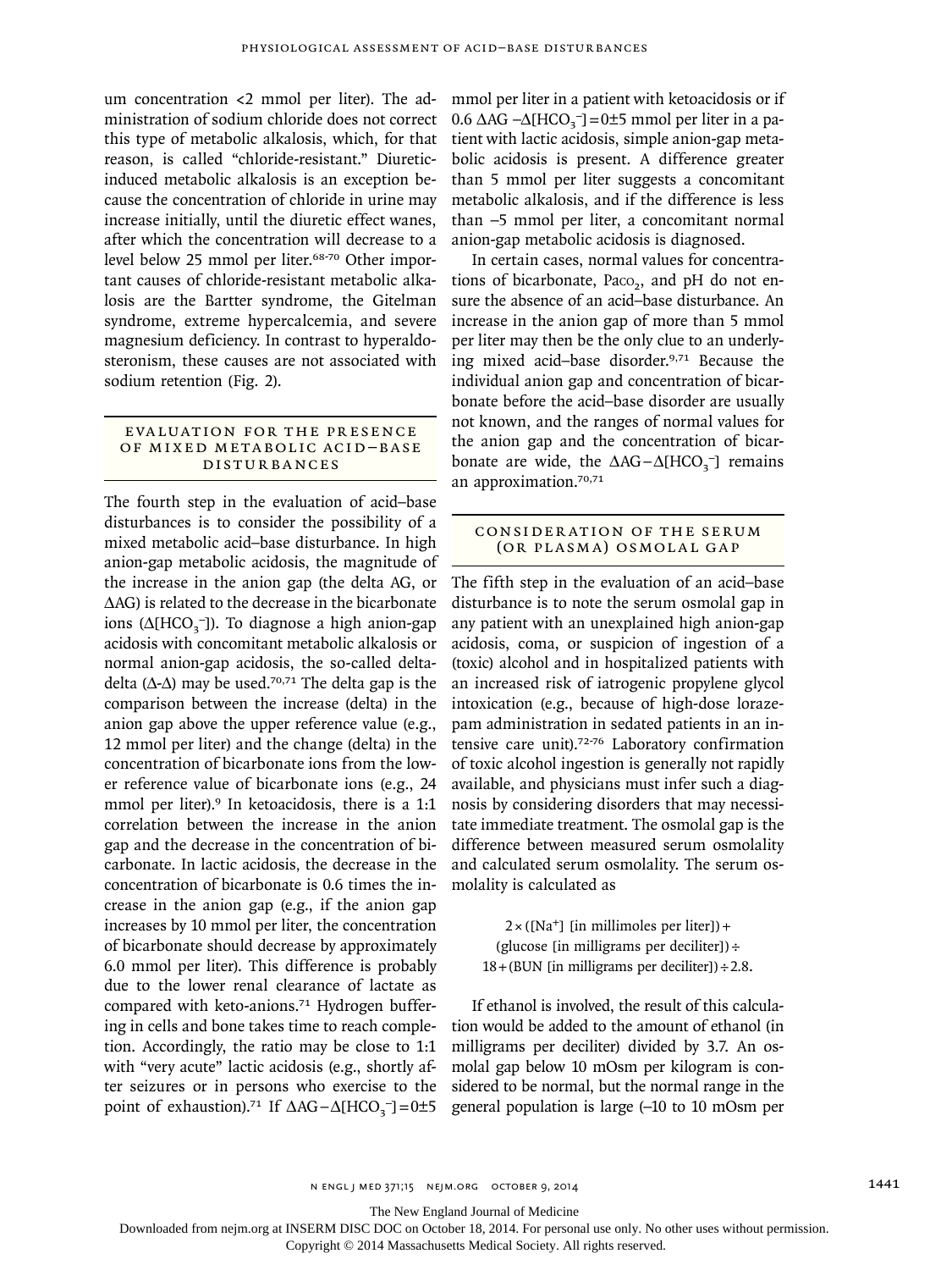um concentration <2 mmol per liter). The administration of sodium chloride does not correct this type of metabolic alkalosis, which, for that reason, is called "chloride-resistant." Diuretic-induced metabolic alkalosis is an exception because the concentration of chloride in urine may increase initially, until the diuretic effect wanes, after which the concentration will decrease to a level below 25 mmol per liter.[68-70] Other important causes of chloride-resistant metabolic alkalosis are the Bartter syndrome, the Gitelman syndrome, extreme hypercalcemia, and severe magnesium deficiency. In contrast to hyperaldosteronism, these causes are not associated with sodium retention (Fig. 2).

## Evaluation for the Presence of Mixed Metabolic Acid–Base Disturbances

The fourth step in the evaluation of acid–base disturbances is to consider the possibility of a mixed metabolic acid–base disturbance. In high anion-gap metabolic acidosis, the magnitude of the increase in the anion gap (the delta AG, or $\Delta$AG) is related to the decrease in the bicarbonate ions ($\Delta[HCO_3^-]$). To diagnose a high anion-gap acidosis with concomitant metabolic alkalosis or normal anion-gap acidosis, the so-called delta-delta ($\Delta$-$\Delta$) may be used.[70,71] The delta gap is the comparison between the increase (delta) in the anion gap above the upper reference value (e.g., 12 mmol per liter) and the change (delta) in the concentration of bicarbonate ions from the lower reference value of bicarbonate ions (e.g., 24 mmol per liter).[9] In ketoacidosis, there is a 1:1 correlation between the increase in the anion gap and the decrease in the concentration of bicarbonate. In lactic acidosis, the decrease in the concentration of bicarbonate is 0.6 times the increase in the anion gap (e.g., if the anion gap increases by 10 mmol per liter, the concentration of bicarbonate should decrease by approximately 6.0 mmol per liter). This difference is probably due to the lower renal clearance of lactate as compared with keto-anions.[71] Hydrogen buffering in cells and bone takes time to reach completion. Accordingly, the ratio may be close to 1:1 with "very acute" lactic acidosis (e.g., shortly after seizures or in persons who exercise to the point of exhaustion).[71] If $\Delta AG - \Delta[HCO_3^-] = 0 \pm 5$ mmol per liter in a patient with ketoacidosis or if $0.6\ \Delta AG - \Delta[HCO_3^-] = 0 \pm 5$ mmol per liter in a patient with lactic acidosis, simple anion-gap metabolic acidosis is present. A difference greater than 5 mmol per liter suggests a concomitant metabolic alkalosis, and if the difference is less than −5 mmol per liter, a concomitant normal anion-gap metabolic acidosis is diagnosed.

In certain cases, normal values for concentrations of bicarbonate, $Pa_{CO_2}$, and pH do not ensure the absence of an acid–base disturbance. An increase in the anion gap of more than 5 mmol per liter may then be the only clue to an underlying mixed acid–base disorder.[9,71] Because the individual anion gap and concentration of bicarbonate before the acid–base disorder are usually not known, and the ranges of normal values for the anion gap and the concentration of bicarbonate are wide, the $\Delta AG - \Delta[HCO_3^-]$ remains an approximation.[70,71]

## Consideration of the Serum (or Plasma) Osmolal Gap

The fifth step in the evaluation of an acid–base disturbance is to note the serum osmolal gap in any patient with an unexplained high anion-gap acidosis, coma, or suspicion of ingestion of a (toxic) alcohol and in hospitalized patients with an increased risk of iatrogenic propylene glycol intoxication (e.g., because of high-dose lorazepam administration in sedated patients in an intensive care unit).[72-76] Laboratory confirmation of toxic alcohol ingestion is generally not rapidly available, and physicians must infer such a diagnosis by considering disorders that may necessitate immediate treatment. The osmolal gap is the difference between measured serum osmolality and calculated serum osmolality. The serum osmolality is calculated as

$$2 \times ([Na^+] \text{ [in millimoles per liter]}) + (\text{glucose [in milligrams per deciliter]}) \div 18 + (\text{BUN [in milligrams per deciliter]}) \div 2.8.$$

If ethanol is involved, the result of this calculation would be added to the amount of ethanol (in milligrams per deciliter) divided by 3.7. An osmolal gap below 10 mOsm per kilogram is considered to be normal, but the normal range in the general population is large (−10 to 10 mOsm per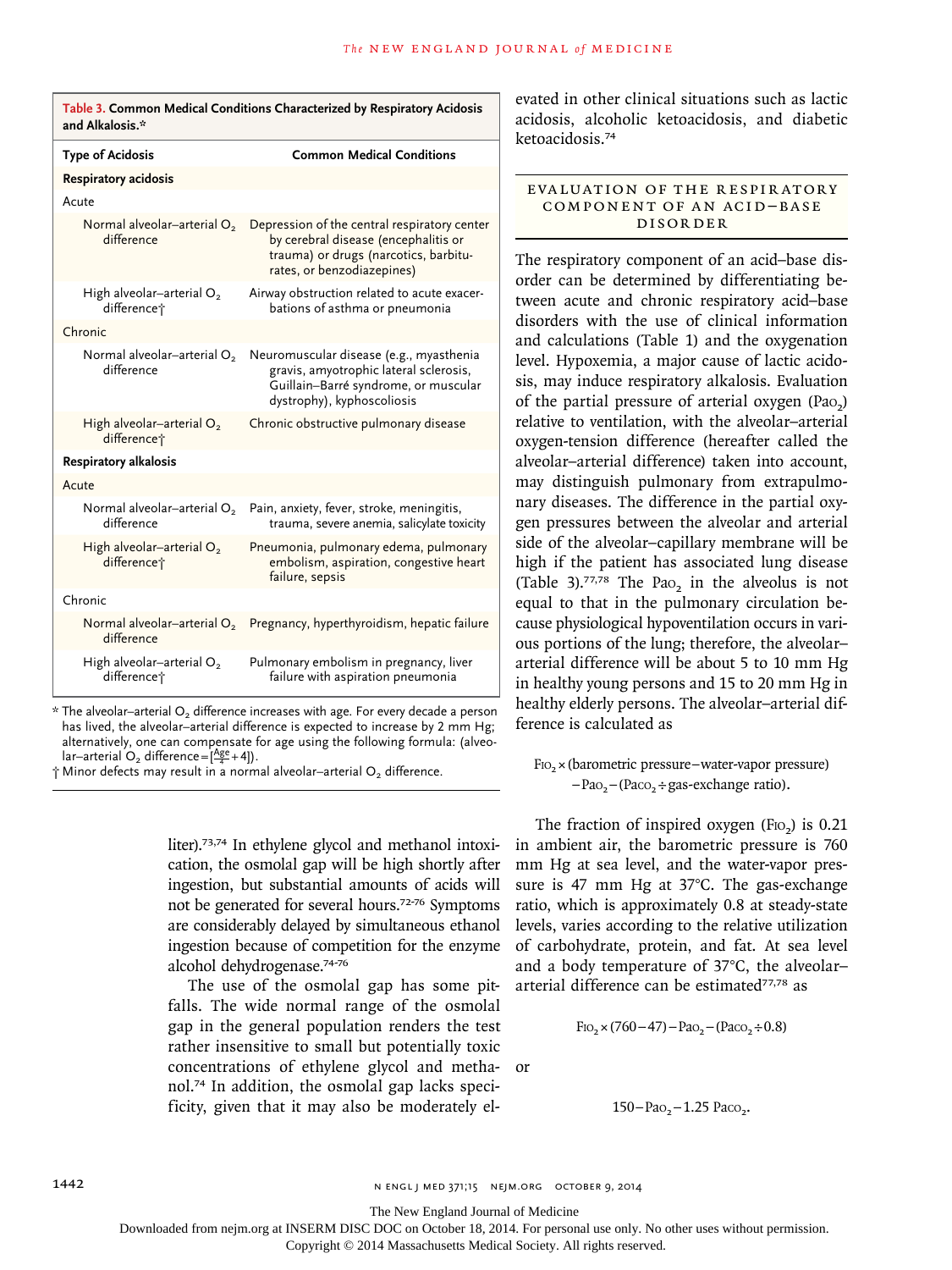**Table 3. Common Medical Conditions Characterized by Respiratory Acidosis and Alkalosis.***

| Type of Acidosis | Common Medical Conditions |
|---|---|
| **Respiratory acidosis** | |
| Acute | |
| Normal alveolar–arterial $O_2$ difference | Depression of the central respiratory center by cerebral disease (encephalitis or trauma) or drugs (narcotics, barbiturates, or benzodiazepines) |
| High alveolar–arterial $O_2$ difference† | Airway obstruction related to acute exacerbations of asthma or pneumonia |
| Chronic | |
| Normal alveolar–arterial $O_2$ difference | Neuromuscular disease (e.g., myasthenia gravis, amyotrophic lateral sclerosis, Guillain–Barré syndrome, or muscular dystrophy), kyphoscoliosis |
| High alveolar–arterial $O_2$ difference† | Chronic obstructive pulmonary disease |
| **Respiratory alkalosis** | |
| Acute | |
| Normal alveolar–arterial $O_2$ difference | Pain, anxiety, fever, stroke, meningitis, trauma, severe anemia, salicylate toxicity |
| High alveolar–arterial $O_2$ difference† | Pneumonia, pulmonary edema, pulmonary embolism, aspiration, congestive heart failure, sepsis |
| Chronic | |
| Normal alveolar–arterial $O_2$ difference | Pregnancy, hyperthyroidism, hepatic failure |
| High alveolar–arterial $O_2$ difference† | Pulmonary embolism in pregnancy, liver failure with aspiration pneumonia |

\* The alveolar–arterial $O_2$ difference increases with age. For every decade a person has lived, the alveolar–arterial difference is expected to increase by 2 mm Hg; alternatively, one can compensate for age using the following formula: (alveolar–arterial $O_2$ difference $= [\frac{\text{Age}}{4} + 4]$).

† Minor defects may result in a normal alveolar–arterial $O_2$ difference.

liter).[73,74] In ethylene glycol and methanol intoxication, the osmolal gap will be high shortly after ingestion, but substantial amounts of acids will not be generated for several hours.[72-76] Symptoms are considerably delayed by simultaneous ethanol ingestion because of competition for the enzyme alcohol dehydrogenase.[74-76]

The use of the osmolal gap has some pitfalls. The wide normal range of the osmolal gap in the general population renders the test rather insensitive to small but potentially toxic concentrations of ethylene glycol and methanol.[74] In addition, the osmolal gap lacks specificity, given that it may also be moderately elevated in other clinical situations such as lactic acidosis, alcoholic ketoacidosis, and diabetic ketoacidosis.[74]

## Evaluation of the Respiratory Component of an Acid–Base Disorder

The respiratory component of an acid–base disorder can be determined by differentiating between acute and chronic respiratory acid–base disorders with the use of clinical information and calculations (Table 1) and the oxygenation level. Hypoxemia, a major cause of lactic acidosis, may induce respiratory alkalosis. Evaluation of the partial pressure of arterial oxygen ($Pa_{O_2}$) relative to ventilation, with the alveolar–arterial oxygen-tension difference (hereafter called the alveolar–arterial difference) taken into account, may distinguish pulmonary from extrapulmonary diseases. The difference in the partial oxygen pressures between the alveolar and arterial side of the alveolar–capillary membrane will be high if the patient has associated lung disease (Table 3).[77,78] The $Pa_{O_2}$ in the alveolus is not equal to that in the pulmonary circulation because physiological hypoventilation occurs in various portions of the lung; therefore, the alveolar–arterial difference will be about 5 to 10 mm Hg in healthy young persons and 15 to 20 mm Hg in healthy elderly persons. The alveolar–arterial difference is calculated as

$$F_{IO_2} \times (\text{barometric pressure} - \text{water-vapor pressure}) - Pa_{O_2} - (Pa_{CO_2} \div \text{gas-exchange ratio}).$$

The fraction of inspired oxygen ($F_{IO_2}$) is 0.21 in ambient air, the barometric pressure is 760 mm Hg at sea level, and the water-vapor pressure is 47 mm Hg at 37°C. The gas-exchange ratio, which is approximately 0.8 at steady-state levels, varies according to the relative utilization of carbohydrate, protein, and fat. At sea level and a body temperature of 37°C, the alveolar–arterial difference can be estimated[77,78] as

$$F_{IO_2} \times (760 - 47) - Pa_{O_2} - (Pa_{CO_2} \div 0.8)$$

or

$$150 - Pa_{O_2} - 1.25\, Pa_{CO_2}.$$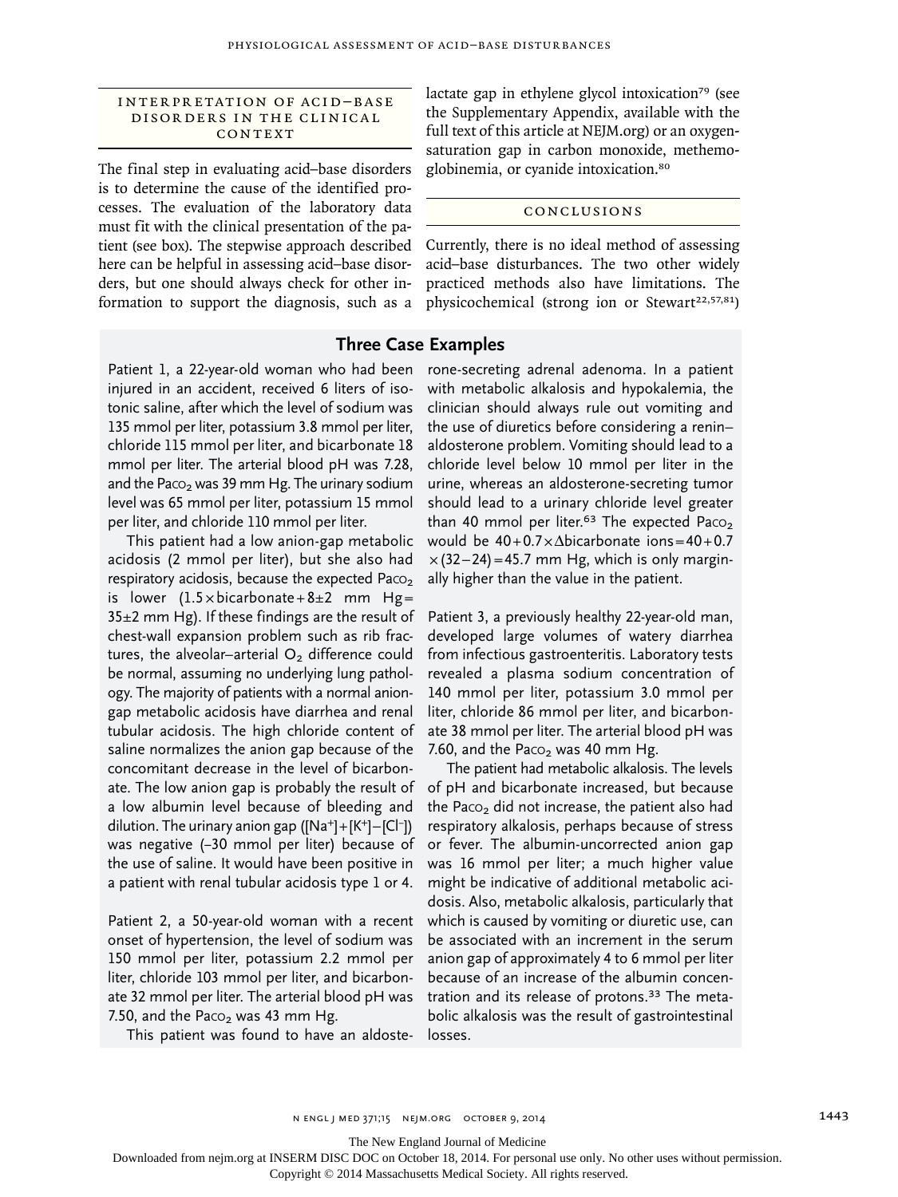## INTERPRETATION OF ACID–BASE DISORDERS IN THE CLINICAL CONTEXT

The final step in evaluating acid–base disorders is to determine the cause of the identified processes. The evaluation of the laboratory data must fit with the clinical presentation of the patient (see box). The stepwise approach described here can be helpful in assessing acid–base disorders, but one should always check for other information to support the diagnosis, such as a lactate gap in ethylene glycol intoxication[79] (see the Supplementary Appendix, available with the full text of this article at NEJM.org) or an oxygen-saturation gap in carbon monoxide, methemoglobinemia, or cyanide intoxication.[80]

## CONCLUSIONS

Currently, there is no ideal method of assessing acid–base disturbances. The two other widely practiced methods also have limitations. The physicochemical (strong ion or Stewart[22,57,81])

### Three Case Examples

Patient 1, a 22-year-old woman who had been injured in an accident, received 6 liters of isotonic saline, after which the level of sodium was 135 mmol per liter, potassium 3.8 mmol per liter, chloride 115 mmol per liter, and bicarbonate 18 mmol per liter. The arterial blood pH was 7.28, and the $Pa{CO_2}$ was 39 mm Hg. The urinary sodium level was 65 mmol per liter, potassium 15 mmol per liter, and chloride 110 mmol per liter.

This patient had a low anion-gap metabolic acidosis (2 mmol per liter), but she also had respiratory acidosis, because the expected $Pa{CO_2}$ is lower ($1.5\times$bicarbonate$+8\pm2$ mm Hg$=$ $35\pm2$ mm Hg). If these findings are the result of chest-wall expansion problem such as rib fractures, the alveolar–arterial $O_2$ difference could be normal, assuming no underlying lung pathology. The majority of patients with a normal anion-gap metabolic acidosis have diarrhea and renal tubular acidosis. The high chloride content of saline normalizes the anion gap because of the concomitant decrease in the level of bicarbonate. The low anion gap is probably the result of a low albumin level because of bleeding and dilution. The urinary anion gap ($[Na^+]+[K^+]-[Cl^-]$) was negative (−30 mmol per liter) because of the use of saline. It would have been positive in a patient with renal tubular acidosis type 1 or 4.

Patient 2, a 50-year-old woman with a recent onset of hypertension, the level of sodium was 150 mmol per liter, potassium 2.2 mmol per liter, chloride 103 mmol per liter, and bicarbonate 32 mmol per liter. The arterial blood pH was 7.50, and the $Pa{CO_2}$ was 43 mm Hg.

This patient was found to have an aldosterone-secreting adrenal adenoma. In a patient with metabolic alkalosis and hypokalemia, the clinician should always rule out vomiting and the use of diuretics before considering a renin–aldosterone problem. Vomiting should lead to a chloride level below 10 mmol per liter in the urine, whereas an aldosterone-secreting tumor should lead to a urinary chloride level greater than 40 mmol per liter.[63] The expected $Pa{CO_2}$ would be $40+0.7\times\Delta$bicarbonate ions$=40+0.7\times(32-24)=45.7$ mm Hg, which is only marginally higher than the value in the patient.

Patient 3, a previously healthy 22-year-old man, developed large volumes of watery diarrhea from infectious gastroenteritis. Laboratory tests revealed a plasma sodium concentration of 140 mmol per liter, potassium 3.0 mmol per liter, chloride 86 mmol per liter, and bicarbonate 38 mmol per liter. The arterial blood pH was 7.60, and the $Pa{CO_2}$ was 40 mm Hg.

The patient had metabolic alkalosis. The levels of pH and bicarbonate increased, but because the $Pa{CO_2}$ did not increase, the patient also had respiratory alkalosis, perhaps because of stress or fever. The albumin-uncorrected anion gap was 16 mmol per liter; a much higher value might be indicative of additional metabolic acidosis. Also, metabolic alkalosis, particularly that which is caused by vomiting or diuretic use, can be associated with an increment in the serum anion gap of approximately 4 to 6 mmol per liter because of an increase of the albumin concentration and its release of protons.[33] The metabolic alkalosis was the result of gastrointestinal losses.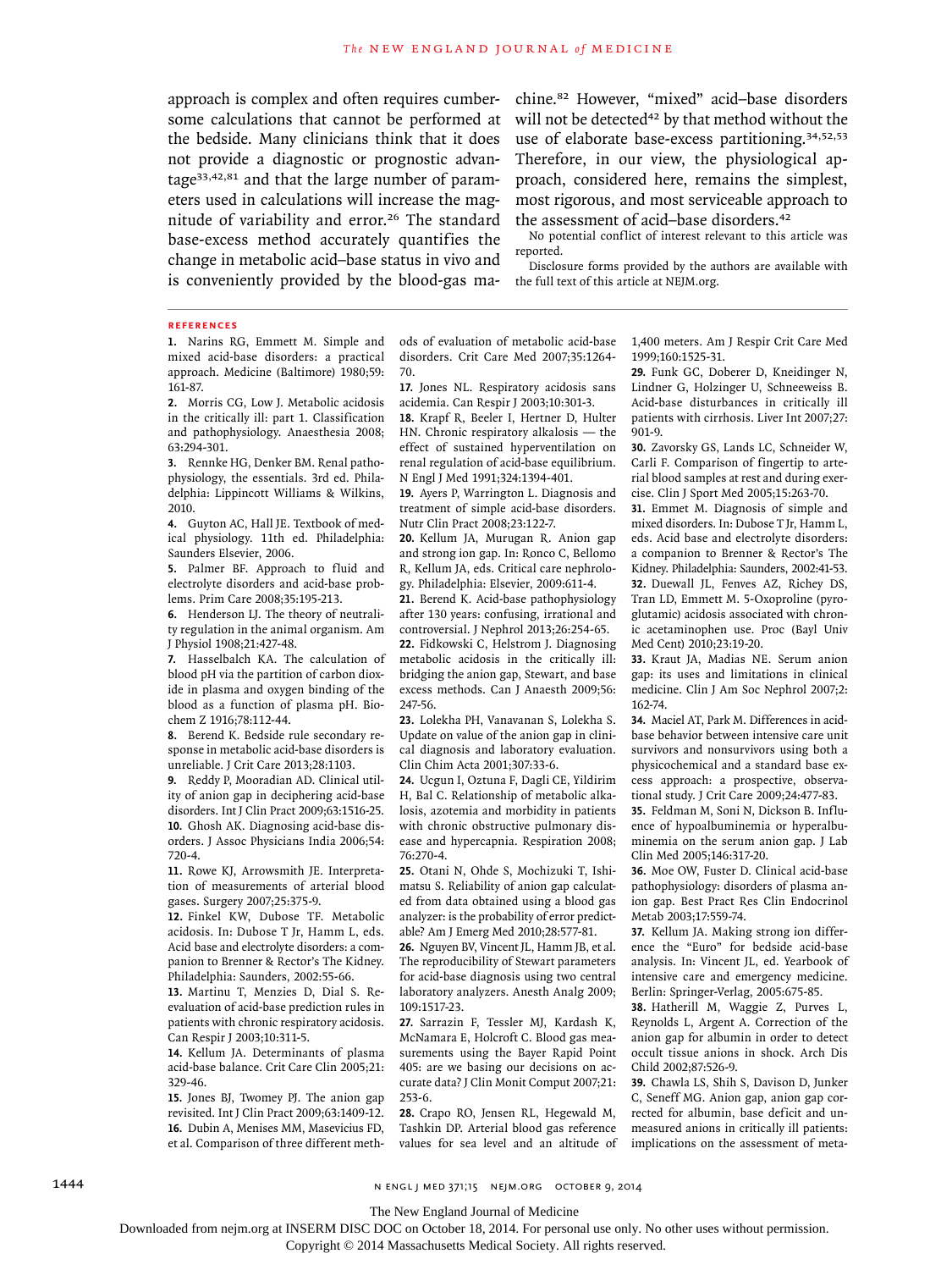approach is complex and often requires cumbersome calculations that cannot be performed at the bedside. Many clinicians think that it does not provide a diagnostic or prognostic advantage[33,42,81] and that the large number of parameters used in calculations will increase the magnitude of variability and error.[26] The standard base-excess method accurately quantifies the change in metabolic acid–base status in vivo and is conveniently provided by the blood-gas machine.[82] However, "mixed" acid–base disorders will not be detected[42] by that method without the use of elaborate base-excess partitioning.[34,52,53] Therefore, in our view, the physiological approach, considered here, remains the simplest, most rigorous, and most serviceable approach to the assessment of acid–base disorders.[42]

No potential conflict of interest relevant to this article was reported.

Disclosure forms provided by the authors are available with the full text of this article at NEJM.org.

## References

1. Narins RG, Emmett M. Simple and mixed acid-base disorders: a practical approach. Medicine (Baltimore) 1980;59:161-87.
2. Morris CG, Low J. Metabolic acidosis in the critically ill: part 1. Classification and pathophysiology. Anaesthesia 2008;63:294-301.
3. Rennke HG, Denker BM. Renal pathophysiology, the essentials. 3rd ed. Philadelphia: Lippincott Williams & Wilkins, 2010.
4. Guyton AC, Hall JE. Textbook of medical physiology. 11th ed. Philadelphia: Saunders Elsevier, 2006.
5. Palmer BF. Approach to fluid and electrolyte disorders and acid-base problems. Prim Care 2008;35:195-213.
6. Henderson LJ. The theory of neutrality regulation in the animal organism. Am J Physiol 1908;21:427-48.
7. Hasselbalch KA. The calculation of blood pH via the partition of carbon dioxide in plasma and oxygen binding of the blood as a function of plasma pH. Biochem Z 1916;78:112-44.
8. Berend K. Bedside rule secondary response in metabolic acid-base disorders is unreliable. J Crit Care 2013;28:1103.
9. Reddy P, Mooradian AD. Clinical utility of anion gap in deciphering acid-base disorders. Int J Clin Pract 2009;63:1516-25.
10. Ghosh AK. Diagnosing acid-base disorders. J Assoc Physicians India 2006;54:720-4.
11. Rowe KJ, Arrowsmith JE. Interpretation of measurements of arterial blood gases. Surgery 2007;25:375-9.
12. Finkel KW, Dubose TF. Metabolic acidosis. In: Dubose T Jr, Hamm L, eds. Acid base and electrolyte disorders: a companion to Brenner & Rector's The Kidney. Philadelphia: Saunders, 2002:55-66.
13. Martinu T, Menzies D, Dial S. Reevaluation of acid-base prediction rules in patients with chronic respiratory acidosis. Can Respir J 2003;10:311-5.
14. Kellum JA. Determinants of plasma acid-base balance. Crit Care Clin 2005;21:329-46.
15. Jones BJ, Twomey PJ. The anion gap revisited. Int J Clin Pract 2009;63:1409-12.
16. Dubin A, Menises MM, Masevicius FD, et al. Comparison of three different methods of evaluation of metabolic acid-base disorders. Crit Care Med 2007;35:1264-70.
17. Jones NL. Respiratory acidosis sans acidemia. Can Respir J 2003;10:301-3.
18. Krapf R, Beeler I, Hertner D, Hulter HN. Chronic respiratory alkalosis — the effect of sustained hyperventilation on renal regulation of acid-base equilibrium. N Engl J Med 1991;324:1394-401.
19. Ayers P, Warrington L. Diagnosis and treatment of simple acid-base disorders. Nutr Clin Pract 2008;23:122-7.
20. Kellum JA, Murugan R. Anion gap and strong ion gap. In: Ronco C, Bellomo R, Kellum JA, eds. Critical care nephrology. Philadelphia: Elsevier, 2009:611-4.
21. Berend K. Acid-base pathophysiology after 130 years: confusing, irrational and controversial. J Nephrol 2013;26:254-65.
22. Fidkowski C, Helstrom J. Diagnosing metabolic acidosis in the critically ill: bridging the anion gap, Stewart, and base excess methods. Can J Anaesth 2009;56:247-56.
23. Lolekha PH, Vanavanan S, Lolekha S. Update on value of the anion gap in clinical diagnosis and laboratory evaluation. Clin Chim Acta 2001;307:33-6.
24. Ucgun I, Oztuna F, Dagli CE, Yildirim H, Bal C. Relationship of metabolic alkalosis, azotemia and morbidity in patients with chronic obstructive pulmonary disease and hypercapnia. Respiration 2008;76:270-4.
25. Otani N, Ohde S, Mochizuki T, Ishimatsu S. Reliability of anion gap calculated from data obtained using a blood gas analyzer: is the probability of error predictable? Am J Emerg Med 2010;28:577-81.
26. Nguyen BV, Vincent JL, Hamm JB, et al. The reproducibility of Stewart parameters for acid-base diagnosis using two central laboratory analyzers. Anesth Analg 2009;109:1517-23.
27. Sarrazin F, Tessler MJ, Kardash K, McNamara E, Holcroft C. Blood gas measurements using the Bayer Rapid Point 405: are we basing our decisions on accurate data? J Clin Monit Comput 2007;21:253-6.
28. Crapo RO, Jensen RL, Hegewald M, Tashkin DP. Arterial blood gas reference values for sea level and an altitude of 1,400 meters. Am J Respir Crit Care Med 1999;160:1525-31.
29. Funk GC, Doberer D, Kneidinger N, Lindner G, Holzinger U, Schneeweiss B. Acid-base disturbances in critically ill patients with cirrhosis. Liver Int 2007;27:901-9.
30. Zavorsky GS, Lands LC, Schneider W, Carli F. Comparison of fingertip to arterial blood samples at rest and during exercise. Clin J Sport Med 2005;15:263-70.
31. Emmet M. Diagnosis of simple and mixed disorders. In: Dubose T Jr, Hamm L, eds. Acid base and electrolyte disorders: a companion to Brenner & Rector's The Kidney. Philadelphia: Saunders, 2002:41-53.
32. Duewall JL, Fenves AZ, Richey DS, Tran LD, Emmett M. 5-Oxoproline (pyroglutamic) acidosis associated with chronic acetaminophen use. Proc (Bayl Univ Med Cent) 2010;23:19-20.
33. Kraut JA, Madias NE. Serum anion gap: its uses and limitations in clinical medicine. Clin J Am Soc Nephrol 2007;2:162-74.
34. Maciel AT, Park M. Differences in acid-base behavior between intensive care unit survivors and nonsurvivors using both a physicochemical and a standard base excess approach: a prospective, observational study. J Crit Care 2009;24:477-83.
35. Feldman M, Soni N, Dickson B. Influence of hypoalbuminemia or hyperalbuminemia on the serum anion gap. J Lab Clin Med 2005;146:317-20.
36. Moe OW, Fuster D. Clinical acid-base pathophysiology: disorders of plasma anion gap. Best Pract Res Clin Endocrinol Metab 2003;17:559-74.
37. Kellum JA. Making strong ion difference the "Euro" for bedside acid-base analysis. In: Vincent JL, ed. Yearbook of intensive care and emergency medicine. Berlin: Springer-Verlag, 2005:675-85.
38. Hatherill M, Waggie Z, Purves L, Reynolds L, Argent A. Correction of the anion gap for albumin in order to detect occult tissue anions in shock. Arch Dis Child 2002;87:526-9.
39. Chawla LS, Shih S, Davison D, Junker C, Seneff MG. Anion gap, anion gap corrected for albumin, base deficit and unmeasured anions in critically ill patients: implications on the assessment of meta-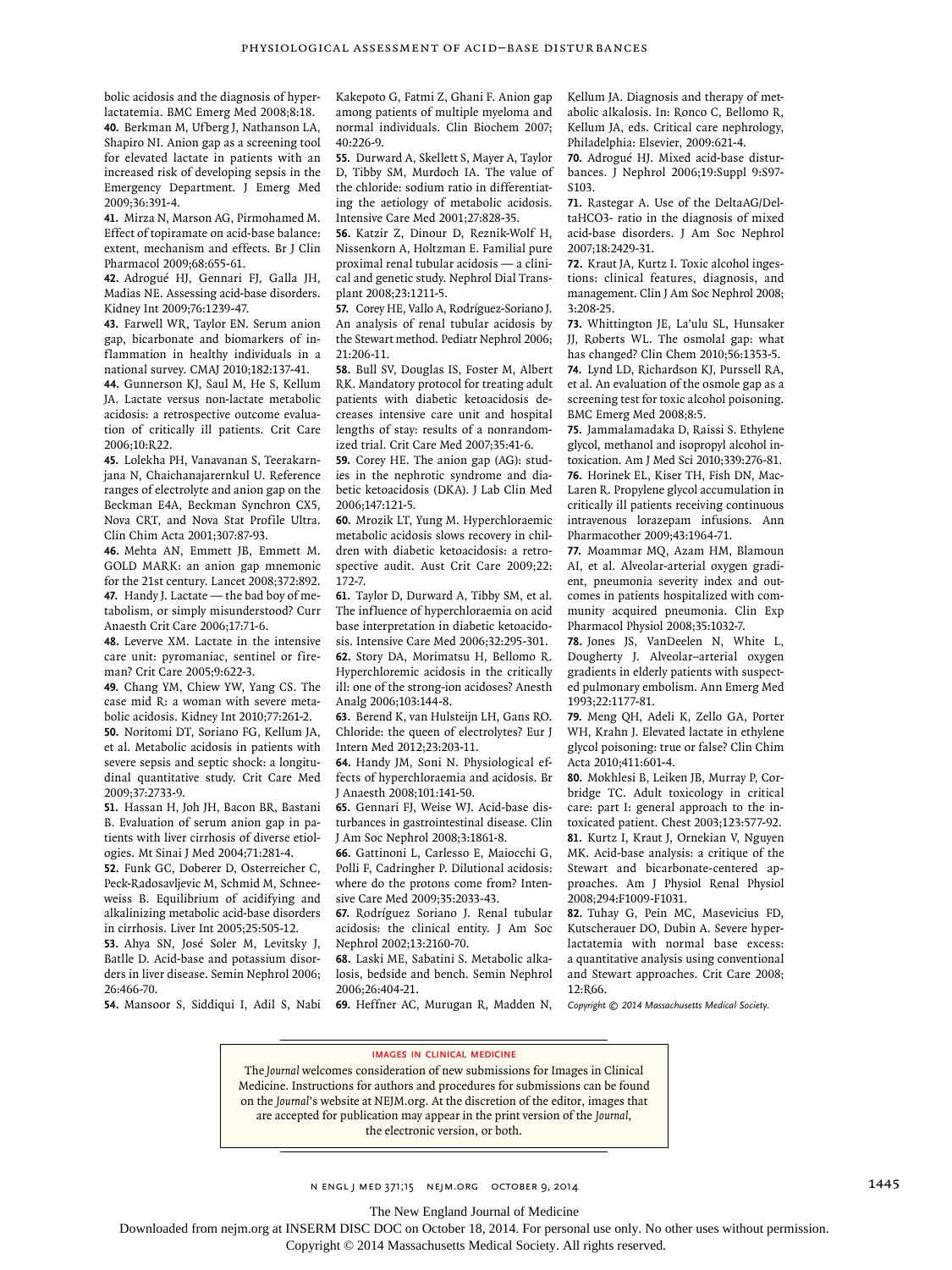bolic acidosis and the diagnosis of hyperlactatemia. BMC Emerg Med 2008;8:18.

**40.** Berkman M, Ufberg J, Nathanson LA, Shapiro NI. Anion gap as a screening tool for elevated lactate in patients with an increased risk of developing sepsis in the Emergency Department. J Emerg Med 2009;36:391-4.

**41.** Mirza N, Marson AG, Pirmohamed M. Effect of topiramate on acid-base balance: extent, mechanism and effects. Br J Clin Pharmacol 2009;68:655-61.

**42.** Adrogué HJ, Gennari FJ, Galla JH, Madias NE. Assessing acid-base disorders. Kidney Int 2009;76:1239-47.

**43.** Farwell WR, Taylor EN. Serum anion gap, bicarbonate and biomarkers of inflammation in healthy individuals in a national survey. CMAJ 2010;182:137-41.

**44.** Gunnerson KJ, Saul M, He S, Kellum JA. Lactate versus non-lactate metabolic acidosis: a retrospective outcome evaluation of critically ill patients. Crit Care 2006;10:R22.

**45.** Lolekha PH, Vanavanan S, Teerakarnjana N, Chaichanajarernkul U. Reference ranges of electrolyte and anion gap on the Beckman E4A, Beckman Synchron CX5, Nova CRT, and Nova Stat Profile Ultra. Clin Chim Acta 2001;307:87-93.

**46.** Mehta AN, Emmett JB, Emmett M. GOLD MARK: an anion gap mnemonic for the 21st century. Lancet 2008;372:892.

**47.** Handy J. Lactate — the bad boy of metabolism, or simply misunderstood? Curr Anaesth Crit Care 2006;17:71-6.

**48.** Leverve XM. Lactate in the intensive care unit: pyromaniac, sentinel or fireman? Crit Care 2005;9:622-3.

**49.** Chang YM, Chiew YW, Yang CS. The case mid R: a woman with severe metabolic acidosis. Kidney Int 2010;77:261-2.

**50.** Noritomi DT, Soriano FG, Kellum JA, et al. Metabolic acidosis in patients with severe sepsis and septic shock: a longitudinal quantitative study. Crit Care Med 2009;37:2733-9.

**51.** Hassan H, Joh JH, Bacon BR, Bastani B. Evaluation of serum anion gap in patients with liver cirrhosis of diverse etiologies. Mt Sinai J Med 2004;71:281-4.

**52.** Funk GC, Doberer D, Osterreicher C, Peck-Radosavljevic M, Schmid M, Schneeweiss B. Equilibrium of acidifying and alkalinizing metabolic acid-base disorders in cirrhosis. Liver Int 2005;25:505-12.

**53.** Ahya SN, José Soler M, Levitsky J, Batlle D. Acid-base and potassium disorders in liver disease. Semin Nephrol 2006; 26:466-70.

**54.** Mansoor S, Siddiqui I, Adil S, Nabi Kakepoto G, Fatmi Z, Ghani F. Anion gap among patients of multiple myeloma and normal individuals. Clin Biochem 2007; 40:226-9.

**55.** Durward A, Skellett S, Mayer A, Taylor D, Tibby SM, Murdoch IA. The value of the chloride: sodium ratio in differentiating the aetiology of metabolic acidosis. Intensive Care Med 2001;27:828-35.

**56.** Katzir Z, Dinour D, Reznik-Wolf H, Nissenkorn A, Holtzman E. Familial pure proximal renal tubular acidosis — a clinical and genetic study. Nephrol Dial Transplant 2008;23:1211-5.

**57.** Corey HE, Vallo A, Rodríguez-Soriano J. An analysis of renal tubular acidosis by the Stewart method. Pediatr Nephrol 2006; 21:206-11.

**58.** Bull SV, Douglas IS, Foster M, Albert RK. Mandatory protocol for treating adult patients with diabetic ketoacidosis decreases intensive care unit and hospital lengths of stay: results of a nonrandomized trial. Crit Care Med 2007;35:41-6.

**59.** Corey HE. The anion gap (AG): studies in the nephrotic syndrome and diabetic ketoacidosis (DKA). J Lab Clin Med 2006;147:121-5.

**60.** Mrozik LT, Yung M. Hyperchloraemic metabolic acidosis slows recovery in children with diabetic ketoacidosis: a retrospective audit. Aust Crit Care 2009;22: 172-7.

**61.** Taylor D, Durward A, Tibby SM, et al. The influence of hyperchloraemia on acid base interpretation in diabetic ketoacidosis. Intensive Care Med 2006;32:295-301.

**62.** Story DA, Morimatsu H, Bellomo R. Hyperchloremic acidosis in the critically ill: one of the strong-ion acidoses? Anesth Analg 2006;103:144-8.

**63.** Berend K, van Hulsteijn LH, Gans RO. Chloride: the queen of electrolytes? Eur J Intern Med 2012;23:203-11.

**64.** Handy JM, Soni N. Physiological effects of hyperchloraemia and acidosis. Br J Anaesth 2008;101:141-50.

**65.** Gennari FJ, Weise WJ. Acid-base disturbances in gastrointestinal disease. Clin J Am Soc Nephrol 2008;3:1861-8.

**66.** Gattinoni L, Carlesso E, Maiocchi G, Polli F, Cadringher P. Dilutional acidosis: where do the protons come from? Intensive Care Med 2009;35:2033-43.

**67.** Rodríguez Soriano J. Renal tubular acidosis: the clinical entity. J Am Soc Nephrol 2002;13:2160-70.

**68.** Laski ME, Sabatini S. Metabolic alkalosis, bedside and bench. Semin Nephrol 2006;26:404-21.

**69.** Heffner AC, Murugan R, Madden N, Kellum JA. Diagnosis and therapy of metabolic alkalosis. In: Ronco C, Bellomo R, Kellum JA, eds. Critical care nephrology, Philadelphia: Elsevier, 2009:621-4.

**70.** Adrogué HJ. Mixed acid-base disturbances. J Nephrol 2006;19:Suppl 9:S97-S103.

**71.** Rastegar A. Use of the DeltaAG/DeltaHCO3- ratio in the diagnosis of mixed acid-base disorders. J Am Soc Nephrol 2007;18:2429-31.

**72.** Kraut JA, Kurtz I. Toxic alcohol ingestions: clinical features, diagnosis, and management. Clin J Am Soc Nephrol 2008; 3:208-25.

**73.** Whittington JE, La'ulu SL, Hunsaker JJ, Roberts WL. The osmolal gap: what has changed? Clin Chem 2010;56:1353-5.

**74.** Lynd LD, Richardson KJ, Purssell RA, et al. An evaluation of the osmole gap as a screening test for toxic alcohol poisoning. BMC Emerg Med 2008;8:5.

**75.** Jammalamadaka D, Raissi S. Ethylene glycol, methanol and isopropyl alcohol intoxication. Am J Med Sci 2010;339:276-81.

**76.** Horinek EL, Kiser TH, Fish DN, MacLaren R. Propylene glycol accumulation in critically ill patients receiving continuous intravenous lorazepam infusions. Ann Pharmacother 2009;43:1964-71.

**77.** Moammar MQ, Azam HM, Blamoun AI, et al. Alveolar-arterial oxygen gradient, pneumonia severity index and outcomes in patients hospitalized with community acquired pneumonia. Clin Exp Pharmacol Physiol 2008;35:1032-7.

**78.** Jones JS, VanDeelen N, White L, Dougherty J. Alveolar–arterial oxygen gradients in elderly patients with suspected pulmonary embolism. Ann Emerg Med 1993;22:1177-81.

**79.** Meng QH, Adeli K, Zello GA, Porter WH, Krahn J. Elevated lactate in ethylene glycol poisoning: true or false? Clin Chim Acta 2010;411:601-4.

**80.** Mokhlesi B, Leiken JB, Murray P, Corbridge TC. Adult toxicology in critical care: part I: general approach to the intoxicated patient. Chest 2003;123:577-92.

**81.** Kurtz I, Kraut J, Ornekian V, Nguyen MK. Acid-base analysis: a critique of the Stewart and bicarbonate-centered approaches. Am J Physiol Renal Physiol 2008;294:F1009-F1031.

**82.** Tuhay G, Pein MC, Masevicius FD, Kutscherauer DO, Dubin A. Severe hyperlactatemia with normal base excess: a quantitative analysis using conventional and Stewart approaches. Crit Care 2008; 12:R66.

*Copyright © 2014 Massachusetts Medical Society.*

---

**IMAGES IN CLINICAL MEDICINE**

The *Journal* welcomes consideration of new submissions for Images in Clinical Medicine. Instructions for authors and procedures for submissions can be found on the *Journal*'s website at NEJM.org. At the discretion of the editor, images that are accepted for publication may appear in the print version of the *Journal*, the electronic version, or both.

---

The New England Journal of Medicine

Downloaded from nejm.org at INSERM DISC DOC on October 18, 2014. For personal use only. No other uses without permission.

Copyright © 2014 Massachusetts Medical Society. All rights reserved.